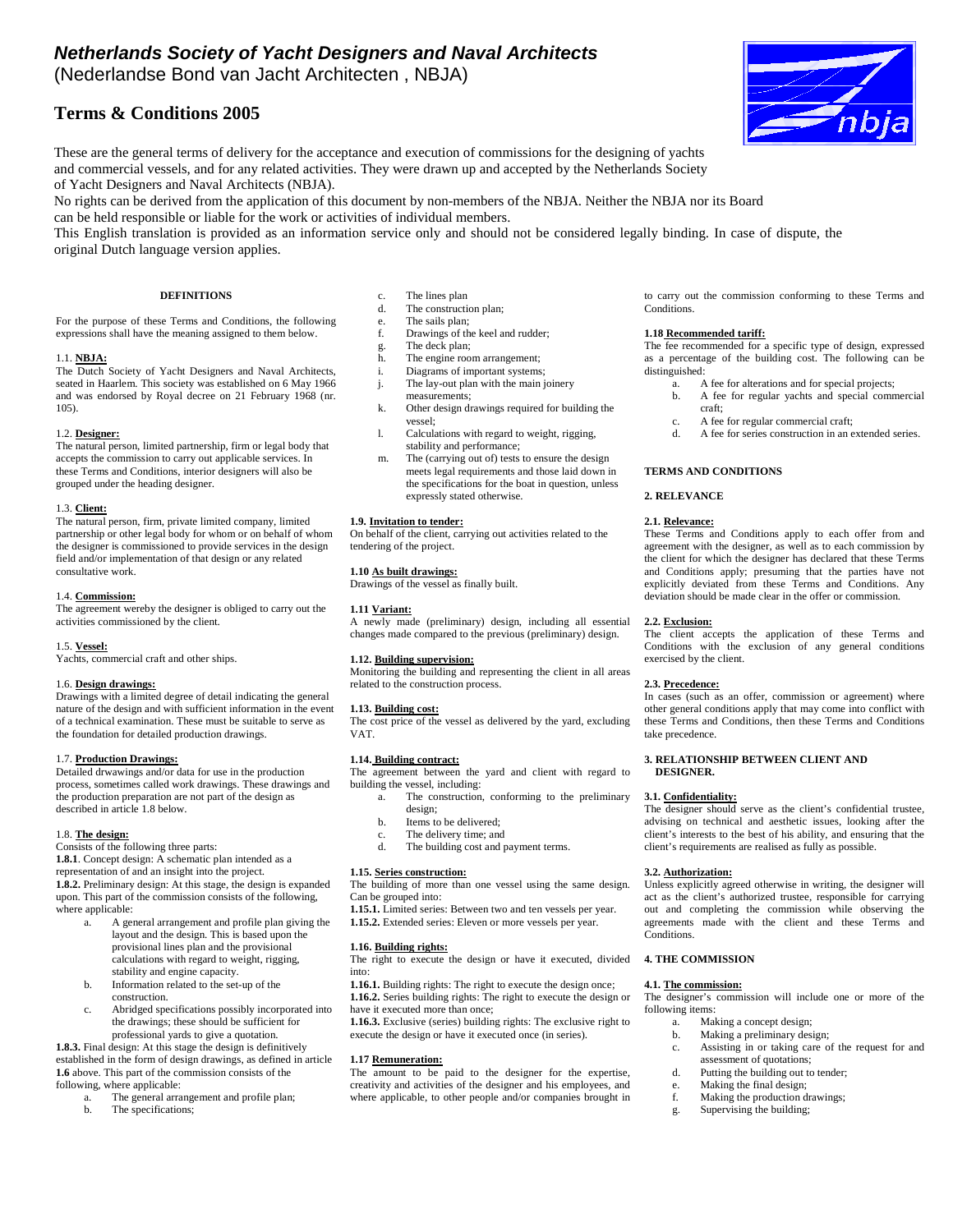# *Netherlands Society of Yacht Designers and Naval Architects*

(Nederlandse Bond van Jacht Architecten , NBJA)

## Terms & Conditions 2005

These are the general terms of delivery for the acceptance and execution of commissions for the designing of yachts and commercial vessels, and for any related activities. They were drawn up and accepted by the Netherlands Society of Yacht Designers and Naval Architects (NBJA).

No rights can be derived from the application of this document by non-members of the NBJA. Neither the NBJA nor its Board can be held responsible or liable for the work or activities of individual members.

This English translation is provided as an information service only and should not be considered legally binding. In case of dispute, the original Dutch language version applies.

### DEFINITIONS

For the purpose of these Terms and Conditions, the following expressions shall have the meaning assigned to them below.

1.1. **NBJA:**
The Dutch Society of Yacht Designers and Naval Architects, seated in Haarlem. This society was established on 6 May 1966 and was endorsed by Royal decree on 21 February 1968 (nr. 105).

1.2. **Designer:**
The natural person, limited partnership, firm or legal body that accepts the commission to carry out applicable services. In these Terms and Conditions, interior designers will also be grouped under the heading designer.

1.3. **Client:**
The natural person, firm, private limited company, limited partnership or other legal body for whom or on behalf of whom the designer is commissioned to provide services in the design field and/or implementation of that design or any related consultative work.

1.4. **Commission:**
The agreement wereby the designer is obliged to carry out the activities commissioned by the client.

1.5. **Vessel:**
Yachts, commercial craft and other ships.

1.6. **Design drawings:**
Drawings with a limited degree of detail indicating the general nature of the design and with sufficient information in the event of a technical examination. These must be suitable to serve as the foundation for detailed production drawings.

1.7. **Production Drawings:**
Detailed drwawings and/or data for use in the production process, sometimes called work drawings. These drawings and the production preparation are not part of the design as described in article 1.8 below.

1.8. **The design:**
Consists of the following three parts:
**1.8.1**. Concept design: A schematic plan intended as a representation of and an insight into the project.
**1.8.2.** Preliminary design: At this stage, the design is expanded upon. This part of the commission consists of the following, where applicable:

a. A general arrangement and profile plan giving the layout and the design. This is based upon the provisional lines plan and the provisional calculations with regard to weight, rigging, stability and engine capacity.
b. Information related to the set-up of the construction.
c. Abridged specifications possibly incorporated into the drawings; these should be sufficient for professional yards to give a quotation.

**1.8.3.** Final design: At this stage the design is definitively established in the form of design drawings, as defined in article **1.6** above. This part of the commission consists of the following, where applicable:

a. The general arrangement and profile plan;
b. The specifications;
c. The lines plan
d. The construction plan;
e. The sails plan;
f. Drawings of the keel and rudder;
g. The deck plan;
h. The engine room arrangement;
i. Diagrams of important systems;
j. The lay-out plan with the main joinery measurements;
k. Other design drawings required for building the vessel;
l. Calculations with regard to weight, rigging, stability and performance;
m. The (carrying out of) tests to ensure the design meets legal requirements and those laid down in the specifications for the boat in question, unless expressly stated otherwise.

**1.9. Invitation to tender:**
On behalf of the client, carrying out activities related to the tendering of the project.

**1.10 As built drawings:**
Drawings of the vessel as finally built.

**1.11 Variant:**
A newly made (preliminary) design, including all essential changes made compared to the previous (preliminary) design.

**1.12. Building supervision:**
Monitoring the building and representing the client in all areas related to the construction process.

**1.13. Building cost:**
The cost price of the vessel as delivered by the yard, excluding VAT.

**1.14. Building contract:**
The agreement between the yard and client with regard to building the vessel, including:

a. The construction, conforming to the preliminary design;
b. Items to be delivered;
c. The delivery time; and
d. The building cost and payment terms.

**1.15. Series construction:**
The building of more than one vessel using the same design. Can be grouped into:
**1.15.1.** Limited series: Between two and ten vessels per year.
**1.15.2.** Extended series: Eleven or more vessels per year.

**1.16. Building rights:**
The right to execute the design or have it executed, divided into:
**1.16.1.** Building rights: The right to execute the design once;
**1.16.2.** Series building rights: The right to execute the design or have it executed more than once;
**1.16.3.** Exclusive (series) building rights: The exclusive right to execute the design or have it executed once (in series).

**1.17 Remuneration:**
The amount to be paid to the designer for the expertise, creativity and activities of the designer and his employees, and where applicable, to other people and/or companies brought in to carry out the commission conforming to these Terms and Conditions.

**1.18 Recommended tariff:**
The fee recommended for a specific type of design, expressed as a percentage of the building cost. The following can be distinguished:

a. A fee for alterations and for special projects;
b. A fee for regular yachts and special commercial craft;
c. A fee for regular commercial craft;
d. A fee for series construction in an extended series.

### TERMS AND CONDITIONS

### 2. RELEVANCE

**2.1. Relevance:**
These Terms and Conditions apply to each offer from and agreement with the designer, as well as to each commission by the client for which the designer has declared that these Terms and Conditions apply; presuming that the parties have not explicitly deviated from these Terms and Conditions. Any deviation should be made clear in the offer or commission.

**2.2. Exclusion:**
The client accepts the application of these Terms and Conditions with the exclusion of any general conditions exercised by the client.

**2.3. Precedence:**
In cases (such as an offer, commission or agreement) where other general conditions apply that may come into conflict with these Terms and Conditions, then these Terms and Conditions take precedence.

### 3. RELATIONSHIP BETWEEN CLIENT AND DESIGNER.

**3.1. Confidentiality:**
The designer should serve as the client's confidential trustee, advising on technical and aesthetic issues, looking after the client's interests to the best of his ability, and ensuring that the client's requirements are realised as fully as possible.

**3.2. Authorization:**
Unless explicitly agreed otherwise in writing, the designer will act as the client's authorized trustee, responsible for carrying out and completing the commission while observing the agreements made with the client and these Terms and Conditions.

### 4. THE COMMISSION

**4.1. The commission:**
The designer's commission will include one or more of the following items:

a. Making a concept design;
b. Making a preliminary design;
c. Assisting in or taking care of the request for and assessment of quotations;
d. Putting the building out to tender;
e. Making the final design;
f. Making the production drawings;
g. Supervising the building;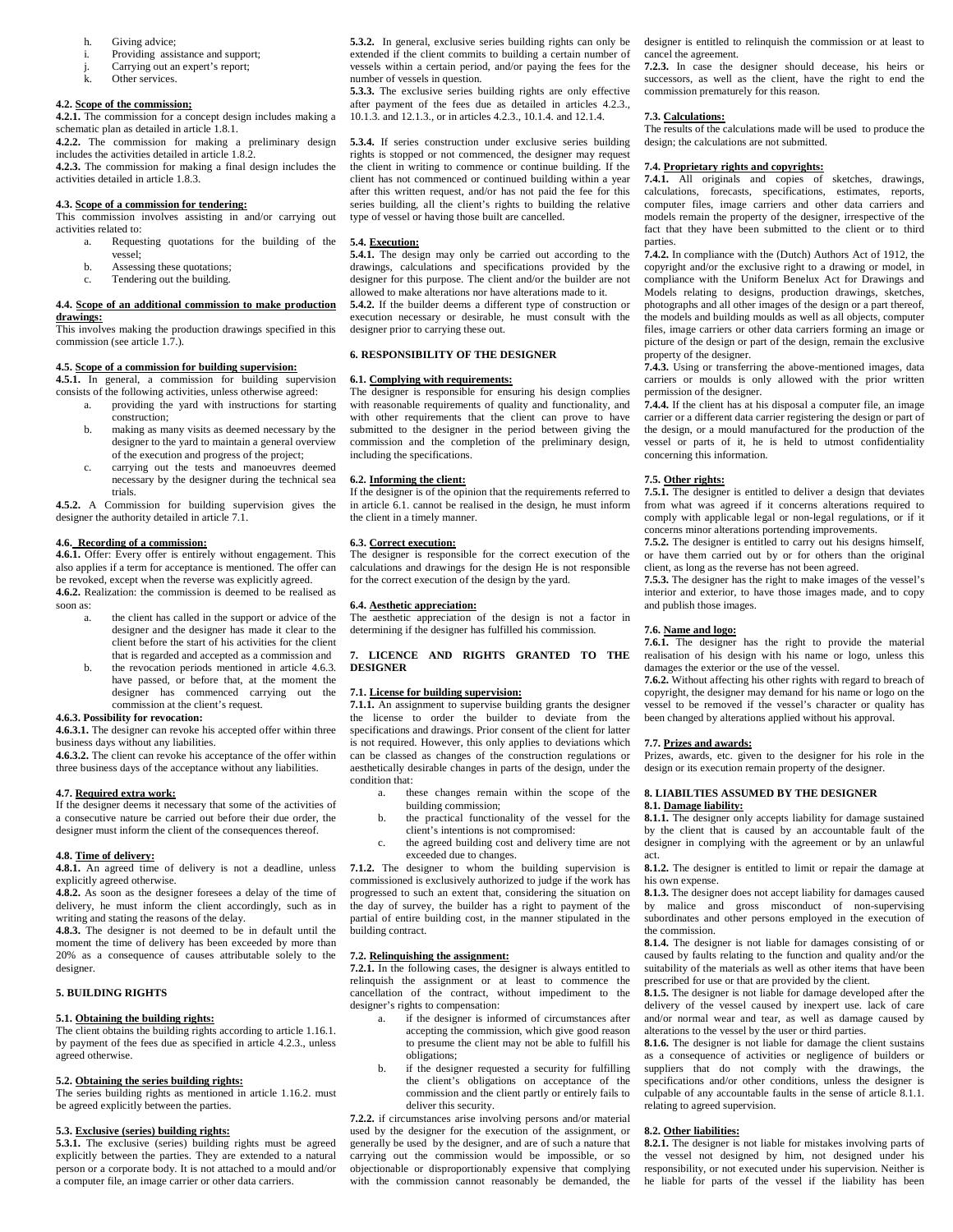h. Giving advice;
i. Providing assistance and support;
j. Carrying out an expert's report;
k. Other services.

**4.2. Scope of the commission;**
**4.2.1.** The commission for a concept design includes making a schematic plan as detailed in article 1.8.1.
**4.2.2.** The commission for making a preliminary design includes the activities detailed in article 1.8.2.
**4.2.3.** The commission for making a final design includes the activities detailed in article 1.8.3.

**4.3. Scope of a commission for tendering:**
This commission involves assisting in and/or carrying out activities related to:
a. Requesting quotations for the building of the vessel;
b. Assessing these quotations;
c. Tendering out the building.

**4.4. Scope of an additional commission to make production drawings:**
This involves making the production drawings specified in this commission (see article 1.7.).

**4.5. Scope of a commission for building supervision:**
**4.5.1.** In general, a commission for building supervision consists of the following activities, unless otherwise agreed:
a. providing the yard with instructions for starting construction;
b. making as many visits as deemed necessary by the designer to the yard to maintain a general overview of the execution and progress of the project;
c. carrying out the tests and manoeuvres deemed necessary by the designer during the technical sea trials.

**4.5.2.** A Commission for building supervision gives the designer the authority detailed in article 7.1.

**4.6. Recording of a commission:**
**4.6.1.** Offer: Every offer is entirely without engagement. This also applies if a term for acceptance is mentioned. The offer can be revoked, except when the reverse was explicitly agreed.
**4.6.2.** Realization: the commission is deemed to be realised as soon as:
a. the client has called in the support or advice of the designer and the designer has made it clear to the client before the start of his activities for the client that is regarded and accepted as a commission and
b. the revocation periods mentioned in article 4.6.3. have passed, or before that, at the moment the designer has commenced carrying out the commission at the client's request.

**4.6.3. Possibility for revocation:**
**4.6.3.1.** The designer can revoke his accepted offer within three business days without any liabilities.
**4.6.3.2.** The client can revoke his acceptance of the offer within three business days of the acceptance without any liabilities.

**4.7. Required extra work:**
If the designer deems it necessary that some of the activities of a consecutive nature be carried out before their due order, the designer must inform the client of the consequences thereof.

**4.8. Time of delivery:**
**4.8.1.** An agreed time of delivery is not a deadline, unless explicitly agreed otherwise.
**4.8.2.** As soon as the designer foresees a delay of the time of delivery, he must inform the client accordingly, such as in writing and stating the reasons of the delay.
**4.8.3.** The designer is not deemed to be in default until the moment the time of delivery has been exceeded by more than 20% as a consequence of causes attributable solely to the designer.

## 5. BUILDING RIGHTS

**5.1. Obtaining the building rights:**
The client obtains the building rights according to article 1.16.1. by payment of the fees due as specified in article 4.2.3., unless agreed otherwise.

**5.2. Obtaining the series building rights:**
The series building rights as mentioned in article 1.16.2. must be agreed explicitly between the parties.

**5.3. Exclusive (series) building rights:**
**5.3.1.** The exclusive (series) building rights must be agreed explicitly between the parties. They are extended to a natural person or a corporate body. It is not attached to a mould and/or a computer file, an image carrier or other data carriers.
**5.3.2.** In general, exclusive series building rights can only be extended if the client commits to building a certain number of vessels within a certain period, and/or paying the fees for the number of vessels in question.
**5.3.3.** The exclusive series building rights are only effective after payment of the fees due as detailed in articles 4.2.3., 10.1.3. and 12.1.3., or in articles 4.2.3., 10.1.4. and 12.1.4.

**5.3.4.** If series construction under exclusive series building rights is stopped or not commenced, the designer may request the client in writing to commence or continue building. If the client has not commenced or continued building within a year after this written request, and/or has not paid the fee for this series building, all the client's rights to building the relative type of vessel or having those built are cancelled.

**5.4. Execution:**
**5.4.1.** The design may only be carried out according to the drawings, calculations and specifications provided by the designer for this purpose. The client and/or the builder are not allowed to make alterations nor have alterations made to it.
**5.4.2.** If the builder deems a different type of construction or execution necessary or desirable, he must consult with the designer prior to carrying these out.

## 6. RESPONSIBILITY OF THE DESIGNER

**6.1. Complying with requirements:**
The designer is responsible for ensuring his design complies with reasonable requirements of quality and functionality, and with other requirements that the client can prove to have submitted to the designer in the period between giving the commission and the completion of the preliminary design, including the specifications.

**6.2. Informing the client:**
If the designer is of the opinion that the requirements referred to in article 6.1. cannot be realised in the design, he must inform the client in a timely manner.

**6.3. Correct execution:**
The designer is responsible for the correct execution of the calculations and drawings for the design He is not responsible for the correct execution of the design by the yard.

**6.4. Aesthetic appreciation:**
The aesthetic appreciation of the design is not a factor in determining if the designer has fulfilled his commission.

## 7. LICENCE AND RIGHTS GRANTED TO THE DESIGNER

**7.1. License for building supervision:**
**7.1.1.** An assignment to supervise building grants the designer the license to order the builder to deviate from the specifications and drawings. Prior consent of the client for latter is not required. However, this only applies to deviations which can be classed as changes of the construction regulations or aesthetically desirable changes in parts of the design, under the condition that:
a. these changes remain within the scope of the building commission;
b. the practical functionality of the vessel for the client's intentions is not compromised;
c. the agreed building cost and delivery time are not exceeded due to changes.

**7.1.2.** The designer to whom the building supervision is commissioned is exclusively authorized to judge if the work has progressed to such an extent that, considering the situation on the day of survey, the builder has a right to payment of the partial of entire building cost, in the manner stipulated in the building contract.

**7.2. Relinquishing the assignment:**
**7.2.1.** In the following cases, the designer is always entitled to relinquish the assignment or at least to commence the cancellation of the contract, without impediment to the designer's rights to compensation:
a. if the designer is informed of circumstances after accepting the commission, which give good reason to presume the client may not be able to fulfill his obligations;
b. if the designer requested a security for fulfilling the client's obligations on acceptance of the commission and the client partly or entirely fails to deliver this security.

**7.2.2.** if circumstances arise involving persons and/or material used by the designer for the execution of the assignment, or generally be used by the designer, and are of such a nature that carrying out the commission would be impossible, or so objectionable or disproportionably expensive that complying with the commission cannot reasonably be demanded, the designer is entitled to relinquish the commission or at least to cancel the agreement.
**7.2.3.** In case the designer should decease, his heirs or successors, as well as the client, have the right to end the commission prematurely for this reason.

**7.3. Calculations:**
The results of the calculations made will be used to produce the design; the calculations are not submitted.

**7.4. Proprietary rights and copyrights:**
**7.4.1.** All originals and copies of sketches, drawings, calculations, forecasts, specifications, estimates, reports, computer files, image carriers and other data carriers and models remain the property of the designer, irrespective of the fact that they have been submitted to the client or to third parties.
**7.4.2.** In compliance with the (Dutch) Authors Act of 1912, the copyright and/or the exclusive right to a drawing or model, in compliance with the Uniform Benelux Act for Drawings and Models relating to designs, production drawings, sketches, photographs and all other images of the design or a part thereof, the models and building moulds as well as all objects, computer files, image carriers or other data carriers forming an image or picture of the design or part of the design, remain the exclusive property of the designer.
**7.4.3.** Using or transferring the above-mentioned images, data carriers or moulds is only allowed with the prior written permission of the designer.
**7.4.4.** If the client has at his disposal a computer file, an image carrier or a different data carrier registering the design or part of the design, or a mould manufactured for the production of the vessel or parts of it, he is held to utmost confidentiality concerning this information.

**7.5. Other rights:**
**7.5.1.** The designer is entitled to deliver a design that deviates from what was agreed if it concerns alterations required to comply with applicable legal or non-legal regulations, or if it concerns minor alterations portending improvements.
**7.5.2.** The designer is entitled to carry out his designs himself, or have them carried out by or for others than the original client, as long as the reverse has not been agreed.
**7.5.3.** The designer has the right to make images of the vessel's interior and exterior, to have those images made, and to copy and publish those images.

**7.6. Name and logo:**
**7.6.1.** The designer has the right to provide the material realisation of his design with his name or logo, unless this damages the exterior or the use of the vessel.
**7.6.2.** Without affecting his other rights with regard to breach of copyright, the designer may demand for his name or logo on the vessel to be removed if the vessel's character or quality has been changed by alterations applied without his approval.

**7.7. Prizes and awards:**
Prizes, awards, etc. given to the designer for his role in the design or its execution remain property of the designer.

## 8. LIABLITIES ASSUMED BY THE DESIGNER

**8.1. Damage liability:**
**8.1.1.** The designer only accepts liability for damage sustained by the client that is caused by an accountable fault of the designer in complying with the agreement or by an unlawful act.
**8.1.2.** The designer is entitled to limit or repair the damage at his own expense.
**8.1.3.** The designer does not accept liability for damages caused by malice and gross misconduct of non-supervising subordinates and other persons employed in the execution of the commission.
**8.1.4.** The designer is not liable for damages consisting of or caused by faults relating to the function and quality and/or the suitability of the materials as well as other items that have been prescribed for use or that are provided by the client.
**8.1.5.** The designer is not liable for damage developed after the delivery of the vessel caused by inexpert use. lack of care and/or normal wear and tear, as well as damage caused by alterations to the vessel by the user or third parties.
**8.1.6.** The designer is not liable for damage the client sustains as a consequence of activities or negligence of builders or suppliers that do not comply with the drawings, the specifications and/or other conditions, unless the designer is culpable of any accountable faults in the sense of article 8.1.1. relating to agreed supervision.

**8.2. Other liabilities:**
**8.2.1.** The designer is not liable for mistakes involving parts of the vessel not designed by him, not designed under his responsibility, or not executed under his supervision. Neither is he liable for parts of the vessel if the liability has been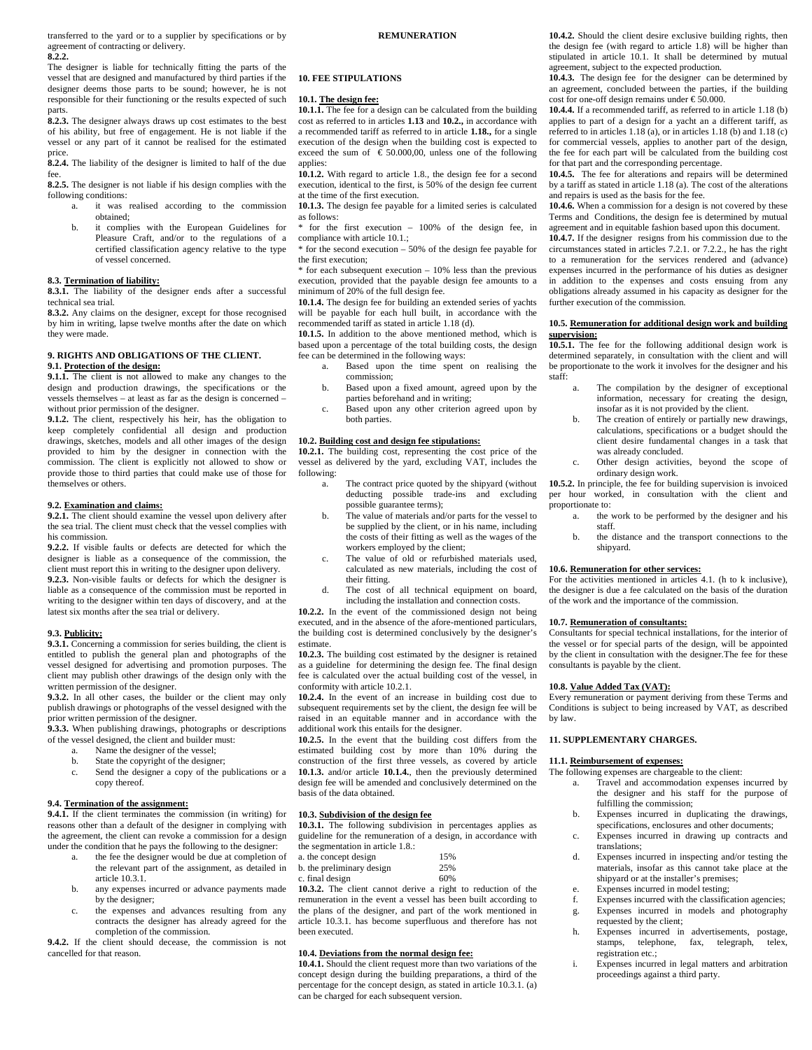transferred to the yard or to a supplier by specifications or by agreement of contracting or delivery.

**8.2.2.**

The designer is liable for technically fitting the parts of the vessel that are designed and manufactured by third parties if the designer deems those parts to be sound; however, he is not responsible for their functioning or the results expected of such parts.

**8.2.3.** The designer always draws up cost estimates to the best of his ability, but free of engagement. He is not liable if the vessel or any part of it cannot be realised for the estimated price.

**8.2.4.** The liability of the designer is limited to half of the due fee.

**8.2.5.** The designer is not liable if his design complies with the following conditions:

a. it was realised according to the commission obtained;
b. it complies with the European Guidelines for Pleasure Craft, and/or to the regulations of a certified classification agency relative to the type of vessel concerned.

**8.3. Termination of liability:**

**8.3.1.** The liability of the designer ends after a successful technical sea trial.

**8.3.2.** Any claims on the designer, except for those recognised by him in writing, lapse twelve months after the date on which they were made.

## 9. RIGHTS AND OBLIGATIONS OF THE CLIENT.

**9.1. Protection of the design:**

**9.1.1.** The client is not allowed to make any changes to the design and production drawings, the specifications or the vessels themselves – at least as far as the design is concerned – without prior permission of the designer.

**9.1.2.** The client, respectively his heir, has the obligation to keep completely confidential all design and production drawings, sketches, models and all other images of the design provided to him by the designer in connection with the commission. The client is explicitly not allowed to show or provide those to third parties that could make use of those for themselves or others.

**9.2. Examination and claims:**

**9.2.1.** The client should examine the vessel upon delivery after the sea trial. The client must check that the vessel complies with his commission.

**9.2.2.** If visible faults or defects are detected for which the designer is liable as a consequence of the commission, the client must report this in writing to the designer upon delivery.

**9.2.3.** Non-visible faults or defects for which the designer is liable as a consequence of the commission must be reported in writing to the designer within ten days of discovery, and at the latest six months after the sea trial or delivery.

**9.3. Publicity:**

**9.3.1.** Concerning a commission for series building, the client is entitled to publish the general plan and photographs of the vessel designed for advertising and promotion purposes. The client may publish other drawings of the design only with the written permission of the designer.

**9.3.2.** In all other cases, the builder or the client may only publish drawings or photographs of the vessel designed with the prior written permission of the designer.

**9.3.3.** When publishing drawings, photographs or descriptions of the vessel designed, the client and builder must:

a. Name the designer of the vessel;
b. State the copyright of the designer;
c. Send the designer a copy of the publications or a copy thereof.

**9.4. Termination of the assignment:**

**9.4.1.** If the client terminates the commission (in writing) for reasons other than a default of the designer in complying with the agreement, the client can revoke a commission for a design under the condition that he pays the following to the designer:

a. the fee the designer would be due at completion of the relevant part of the assignment, as detailed in article 10.3.1.
b. any expenses incurred or advance payments made by the designer;
c. the expenses and advances resulting from any contracts the designer has already agreed for the completion of the commission.

**9.4.2.** If the client should decease, the commission is not cancelled for that reason.

# REMUNERATION

## 10. FEE STIPULATIONS

**10.1. The design fee:**

**10.1.1.** The fee for a design can be calculated from the building cost as referred to in articles **1.13** and **10.2.,** in accordance with a recommended tariff as referred to in article **1.18.,** for a single execution of the design when the building cost is expected to exceed the sum of € 50.000,00, unless one of the following applies:

**10.1.2.** With regard to article 1.8., the design fee for a second execution, identical to the first, is 50% of the design fee current at the time of the first execution.

**10.1.3.** The design fee payable for a limited series is calculated as follows:

* for the first execution – 100% of the design fee, in compliance with article 10.1.;

* for the second execution – 50% of the design fee payable for the first execution;

* for each subsequent execution – 10% less than the previous execution, provided that the payable design fee amounts to a minimum of 20% of the full design fee.

**10.1.4.** The design fee for building an extended series of yachts will be payable for each hull built, in accordance with the recommended tariff as stated in article 1.18 (d).

**10.1.5.** In addition to the above mentioned method, which is based upon a percentage of the total building costs, the design fee can be determined in the following ways:

a. Based upon the time spent on realising the commission;
b. Based upon a fixed amount, agreed upon by the parties beforehand and in writing;
c. Based upon any other criterion agreed upon by both parties.

**10.2. Building cost and design fee stipulations:**

**10.2.1.** The building cost, representing the cost price of the vessel as delivered by the yard, excluding VAT, includes the following:

a. The contract price quoted by the shipyard (without deducting possible trade-ins and excluding possible guarantee terms);
b. The value of materials and/or parts for the vessel to be supplied by the client, or in his name, including the costs of their fitting as well as the wages of the workers employed by the client;
c. The value of old or refurbished materials used, calculated as new materials, including the cost of their fitting.
d. All technical equipment on board, including the installation and connection costs.

**10.2.2.** In the event of the commissioned design not being executed, and in the absence of the afore-mentioned particulars, the building cost is determined conclusively by the designer's estimate.

**10.2.3.** The building cost estimated by the designer is retained as a guideline for determining the design fee. The final design fee is calculated over the actual building cost of the vessel, in conformity with article 10.2.1.

**10.2.4.** In the event of an increase in building cost due to subsequent requirements set by the client, the design fee will be raised in an equitable manner and in accordance with the additional work this entails for the designer.

**10.2.5.** In the event that the building cost differs from the estimated building cost by more than 10% during the construction of the first three vessels, as covered by article **10.1.3.** and/or article **10.1.4.**, then the previously determined design fee will be amended and conclusively determined on the basis of the data obtained.

**10.3. Subdivision of the design fee**

**10.3.1.** The following subdivision in percentages applies as guideline for the remuneration of a design, in accordance with the segmentation in article 1.8.:

| | |
|---|---|
| a. the concept design | 15% |
| b. the preliminary design | 25% |
| c. final design | 60% |

**10.3.2.** The client cannot derive a right to reduction of the remuneration in the event a vessel has been built according to the plans of the designer, and part of the work mentioned in article 10.3.1. has become superfluous and therefore has not been executed.

**10.4. Deviations from the normal design fee:**

**10.4.1.** Should the client request more than two variations of the concept design during the building preparations, a third of the percentage for the concept design, as stated in article 10.3.1. (a) can be charged for each subsequent version.

**10.4.2.** Should the client desire exclusive building rights, then the design fee (with regard to article 1.8) will be higher than stipulated in article 10.1. It shall be determined by mutual agreement, subject to the expected production.

**10.4.3.** The design fee for the designer can be determined by an agreement, concluded between the parties, if the building cost for one-off design remains under € 50.000.

**10.4.4.** If a recommended tariff, as referred to in article 1.18 (b) applies to part of a design for a yacht an a different tariff, as referred to in articles 1.18 (a), or in articles 1.18 (b) and 1.18 (c) for commercial vessels, applies to another part of the design, the fee for each part will be calculated from the building cost for that part and the corresponding percentage.

**10.4.5.** The fee for alterations and repairs will be determined by a tariff as stated in article 1.18 (a). The cost of the alterations and repairs is used as the basis for the fee.

**10.4.6.** When a commission for a design is not covered by these Terms and Conditions, the design fee is determined by mutual agreement and in equitable fashion based upon this document.

**10.4.7.** If the designer resigns from his commission due to the circumstances stated in articles 7.2.1. or 7.2.2., he has the right to a remuneration for the services rendered and (advance) expenses incurred in the performance of his duties as designer in addition to the expenses and costs ensuing from any obligations already assumed in his capacity as designer for the further execution of the commission.

**10.5. Remuneration for additional design work and building supervision:**

**10.5.1.** The fee for the following additional design work is determined separately, in consultation with the client and will be proportionate to the work it involves for the designer and his staff:

a. The compilation by the designer of exceptional information, necessary for creating the design, insofar as it is not provided by the client.
b. The creation of entirely or partially new drawings, calculations, specifications or a budget should the client desire fundamental changes in a task that was already concluded.
c. Other design activities, beyond the scope of ordinary design work.

**10.5.2.** In principle, the fee for building supervision is invoiced per hour worked, in consultation with the client and proportionate to:

a. the work to be performed by the designer and his staff.
b. the distance and the transport connections to the shipyard.

**10.6. Remuneration for other services:**

For the activities mentioned in articles 4.1. (h to k inclusive), the designer is due a fee calculated on the basis of the duration of the work and the importance of the commission.

**10.7. Remuneration of consultants:**

Consultants for special technical installations, for the interior of the vessel or for special parts of the design, will be appointed by the client in consultation with the designer.The fee for these consultants is payable by the client.

**10.8. Value Added Tax (VAT):**

Every remuneration or payment deriving from these Terms and Conditions is subject to being increased by VAT, as described by law.

## 11. SUPPLEMENTARY CHARGES.

**11.1. Reimbursement of expenses:**

The following expenses are chargeable to the client:

a. Travel and accommodation expenses incurred by the designer and his staff for the purpose of fulfilling the commission;
b. Expenses incurred in duplicating the drawings, specifications, enclosures and other documents;
c. Expenses incurred in drawing up contracts and translations;
d. Expenses incurred in inspecting and/or testing the materials, insofar as this cannot take place at the shipyard or at the installer's premises;
e. Expenses incurred in model testing;
f. Expenses incurred with the classification agencies;
g. Expenses incurred in models and photography requested by the client;
h. Expenses incurred in advertisements, postage, stamps, telephone, fax, telegraph, telex, registration etc.;
i. Expenses incurred in legal matters and arbitration proceedings against a third party.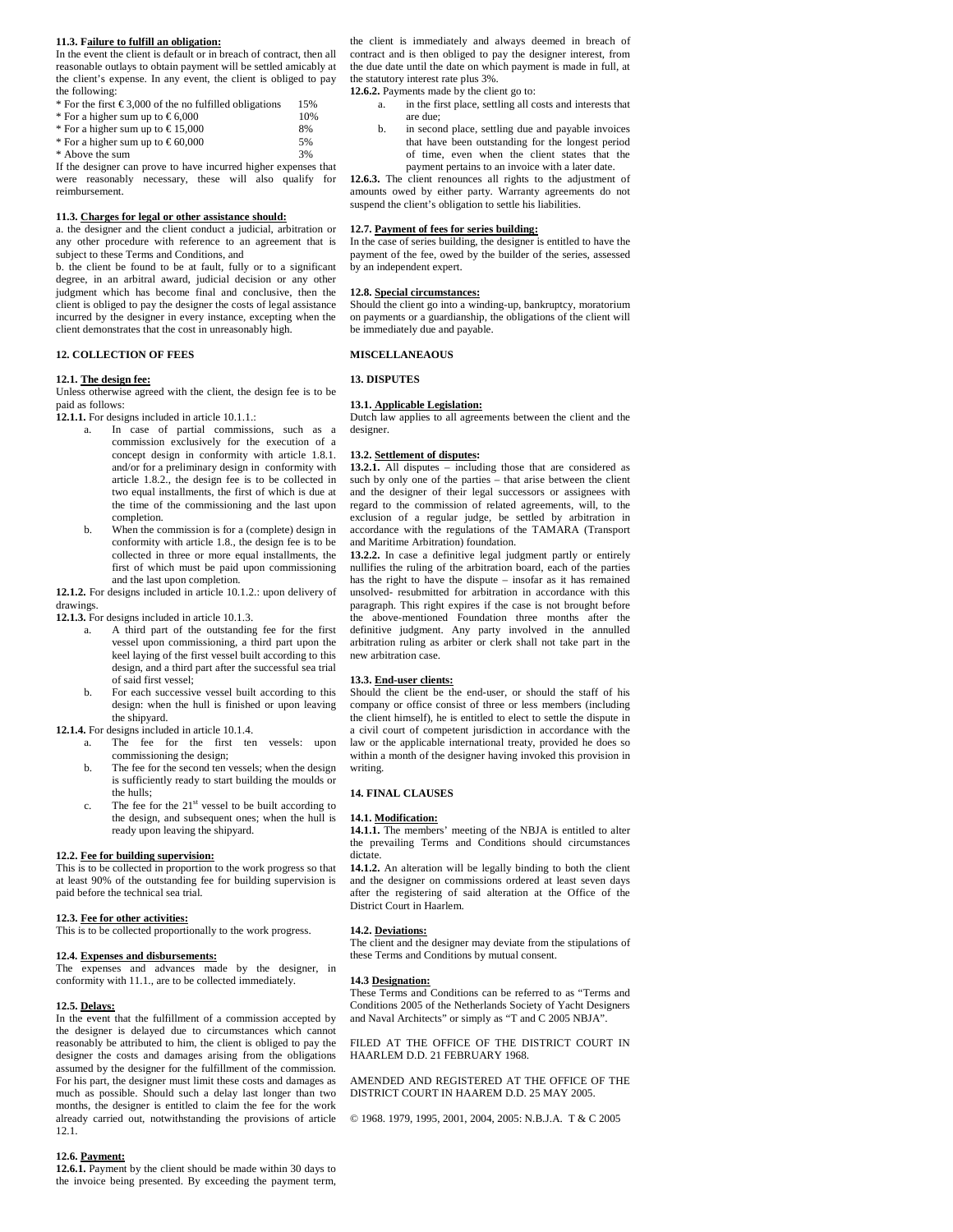**11.3. Failure to fulfill an obligation:**
In the event the client is default or in breach of contract, then all reasonable outlays to obtain payment will be settled amicably at the client's expense. In any event, the client is obliged to pay the following:

| | |
|---|---|
| * For the first € 3,000 of the no fulfilled obligations | 15% |
| * For a higher sum up to € 6,000 | 10% |
| * For a higher sum up to € 15,000 | 8% |
| * For a higher sum up to € 60,000 | 5% |
| * Above the sum | 3% |

If the designer can prove to have incurred higher expenses that were reasonably necessary, these will also qualify for reimbursement.

**11.3. Charges for legal or other assistance should:**
a. the designer and the client conduct a judicial, arbitration or any other procedure with reference to an agreement that is subject to these Terms and Conditions, and
b. the client be found to be at fault, fully or to a significant degree, in an arbitral award, judicial decision or any other judgment which has become final and conclusive, then the client is obliged to pay the designer the costs of legal assistance incurred by the designer in every instance, excepting when the client demonstrates that the cost in unreasonably high.

**12. COLLECTION OF FEES**

**12.1. The design fee:**
Unless otherwise agreed with the client, the design fee is to be paid as follows:
**12.1.1.** For designs included in article 10.1.1.:

a. In case of partial commissions, such as a commission exclusively for the execution of a concept design in conformity with article 1.8.1. and/or for a preliminary design in conformity with article 1.8.2., the design fee is to be collected in two equal installments, the first of which is due at the time of the commissioning and the last upon completion.
b. When the commission is for a (complete) design in conformity with article 1.8., the design fee is to be collected in three or more equal installments, the first of which must be paid upon commissioning and the last upon completion.

**12.1.2.** For designs included in article 10.1.2.: upon delivery of drawings.
**12.1.3.** For designs included in article 10.1.3.

a. A third part of the outstanding fee for the first vessel upon commissioning, a third part upon the keel laying of the first vessel built according to this design, and a third part after the successful sea trial of said first vessel;
b. For each successive vessel built according to this design: when the hull is finished or upon leaving the shipyard.

**12.1.4.** For designs included in article 10.1.4.

a. The fee for the first ten vessels: upon commissioning the design;
b. The fee for the second ten vessels; when the design is sufficiently ready to start building the moulds or the hulls;
c. The fee for the 21st vessel to be built according to the design, and subsequent ones; when the hull is ready upon leaving the shipyard.

**12.2. Fee for building supervision:**
This is to be collected in proportion to the work progress so that at least 90% of the outstanding fee for building supervision is paid before the technical sea trial.

**12.3. Fee for other activities:**
This is to be collected proportionally to the work progress.

**12.4. Expenses and disbursements:**
The expenses and advances made by the designer, in conformity with 11.1., are to be collected immediately.

**12.5. Delays:**
In the event that the fulfillment of a commission accepted by the designer is delayed due to circumstances which cannot reasonably be attributed to him, the client is obliged to pay the designer the costs and damages arising from the obligations assumed by the designer for the fulfillment of the commission. For his part, the designer must limit these costs and damages as much as possible. Should such a delay last longer than two months, the designer is entitled to claim the fee for the work already carried out, notwithstanding the provisions of article 12.1.

**12.6. Payment:**
**12.6.1.** Payment by the client should be made within 30 days to the invoice being presented. By exceeding the payment term, the client is immediately and always deemed in breach of contract and is then obliged to pay the designer interest, from the due date until the date on which payment is made in full, at the statutory interest rate plus 3%.
**12.6.2.** Payments made by the client go to:

a. in the first place, settling all costs and interests that are due;
b. in second place, settling due and payable invoices that have been outstanding for the longest period of time, even when the client states that the payment pertains to an invoice with a later date.

**12.6.3.** The client renounces all rights to the adjustment of amounts owed by either party. Warranty agreements do not suspend the client's obligation to settle his liabilities.

**12.7. Payment of fees for series building:**
In the case of series building, the designer is entitled to have the payment of the fee, owed by the builder of the series, assessed by an independent expert.

**12.8. Special circumstances:**
Should the client go into a winding-up, bankruptcy, moratorium on payments or a guardianship, the obligations of the client will be immediately due and payable.

**MISCELLANEAOUS**

**13. DISPUTES**

**13.1. Applicable Legislation:**
Dutch law applies to all agreements between the client and the designer.

**13.2. Settlement of disputes:**
**13.2.1.** All disputes – including those that are considered as such by only one of the parties – that arise between the client and the designer of their legal successors or assignees with regard to the commission of related agreements, will, to the exclusion of a regular judge, be settled by arbitration in accordance with the regulations of the TAMARA (Transport and Maritime Arbitration) foundation.
**13.2.2.** In case a definitive legal judgment partly or entirely nullifies the ruling of the arbitration board, each of the parties has the right to have the dispute – insofar as it has remained unsolved- resubmitted for arbitration in accordance with this paragraph. This right expires if the case is not brought before the above-mentioned Foundation three months after the definitive judgment. Any party involved in the annulled arbitration ruling as arbiter or clerk shall not take part in the new arbitration case.

**13.3. End-user clients:**
Should the client be the end-user, or should the staff of his company or office consist of three or less members (including the client himself), he is entitled to elect to settle the dispute in a civil court of competent jurisdiction in accordance with the law or the applicable international treaty, provided he does so within a month of the designer having invoked this provision in writing.

**14. FINAL CLAUSES**

**14.1. Modification:**
**14.1.1.** The members' meeting of the NBJA is entitled to alter the prevailing Terms and Conditions should circumstances dictate.
**14.1.2.** An alteration will be legally binding to both the client and the designer on commissions ordered at least seven days after the registering of said alteration at the Office of the District Court in Haarlem.

**14.2. Deviations:**
The client and the designer may deviate from the stipulations of these Terms and Conditions by mutual consent.

**14.3 Designation:**
These Terms and Conditions can be referred to as "Terms and Conditions 2005 of the Netherlands Society of Yacht Designers and Naval Architects" or simply as "T and C 2005 NBJA".

FILED AT THE OFFICE OF THE DISTRICT COURT IN HAARLEM D.D. 21 FEBRUARY 1968.

AMENDED AND REGISTERED AT THE OFFICE OF THE DISTRICT COURT IN HAAREM D.D. 25 MAY 2005.

© 1968. 1979, 1995, 2001, 2004, 2005: N.B.J.A. T & C 2005